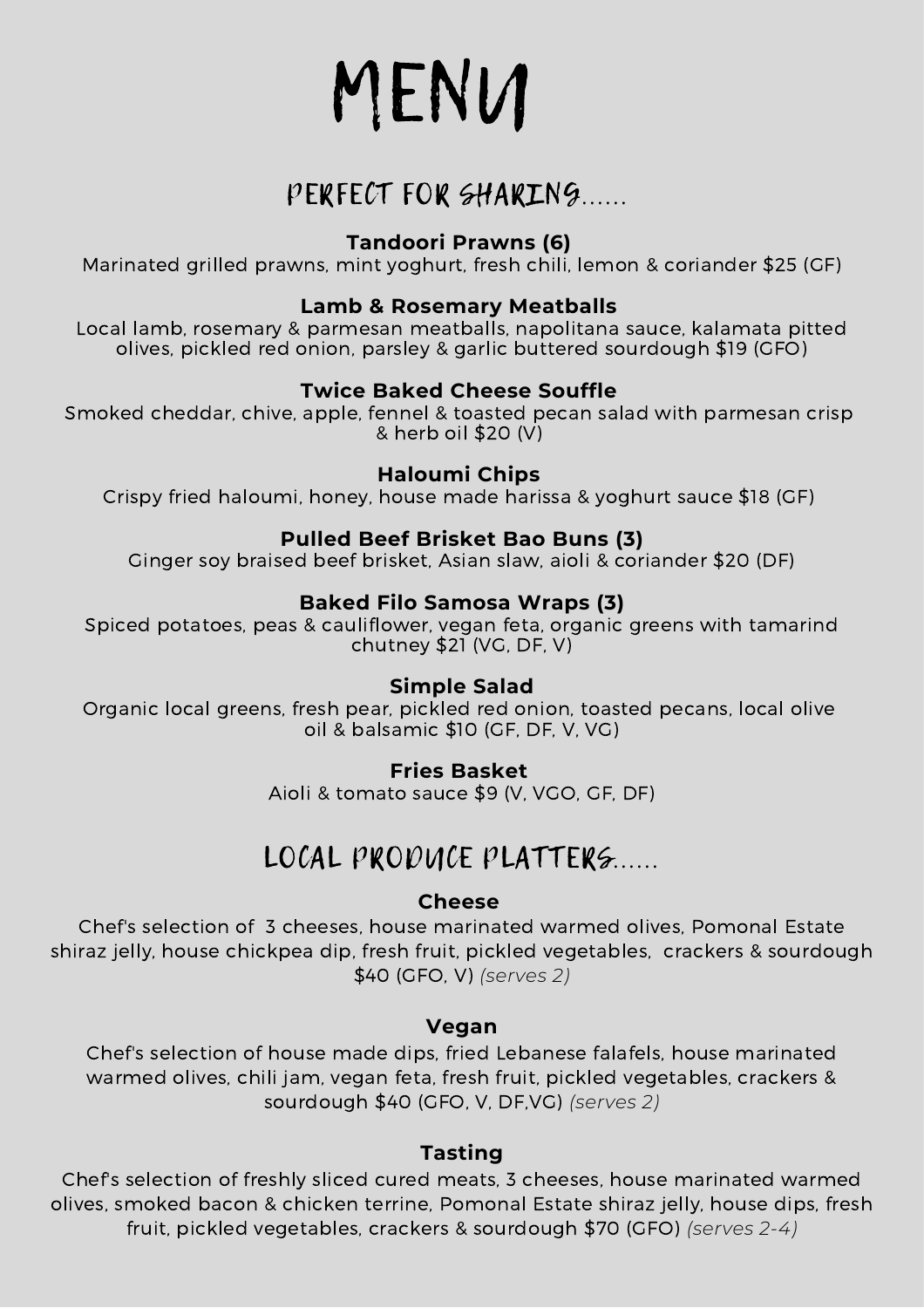# MENU

## PERFECT FOR SHARING......

**Tandoori Prawns (6)**
Marinated grilled prawns, mint yoghurt, fresh chili, lemon & coriander $25 (GF)

**Lamb & Rosemary Meatballs**
Local lamb, rosemary & parmesan meatballs, napolitana sauce, kalamata pitted olives, pickled red onion, parsley & garlic buttered sourdough $19 (GFO)

**Twice Baked Cheese Souffle**
Smoked cheddar, chive, apple, fennel & toasted pecan salad with parmesan crisp & herb oil $20 (V)

**Haloumi Chips**
Crispy fried haloumi, honey, house made harissa & yoghurt sauce $18 (GF)

**Pulled Beef Brisket Bao Buns (3)**
Ginger soy braised beef brisket, Asian slaw, aioli & coriander $20 (DF)

**Baked Filo Samosa Wraps (3)**
Spiced potatoes, peas & cauliflower, vegan feta, organic greens with tamarind chutney $21 (VG, DF, V)

**Simple Salad**
Organic local greens, fresh pear, pickled red onion, toasted pecans, local olive oil & balsamic $10 (GF, DF, V, VG)

**Fries Basket**
Aioli & tomato sauce $9 (V, VGO, GF, DF)

## LOCAL PRODUCE PLATTERS......

**Cheese**
Chef's selection of 3 cheeses, house marinated warmed olives, Pomonal Estate shiraz jelly, house chickpea dip, fresh fruit, pickled vegetables, crackers & sourdough $40 (GFO, V) *(serves 2)*

**Vegan**
Chef's selection of house made dips, fried Lebanese falafels, house marinated warmed olives, chili jam, vegan feta, fresh fruit, pickled vegetables, crackers & sourdough $40 (GFO, V, DF,VG) *(serves 2)*

**Tasting**
Chef's selection of freshly sliced cured meats, 3 cheeses, house marinated warmed olives, smoked bacon & chicken terrine, Pomonal Estate shiraz jelly, house dips, fresh fruit, pickled vegetables, crackers & sourdough $70 (GFO) *(serves 2-4)*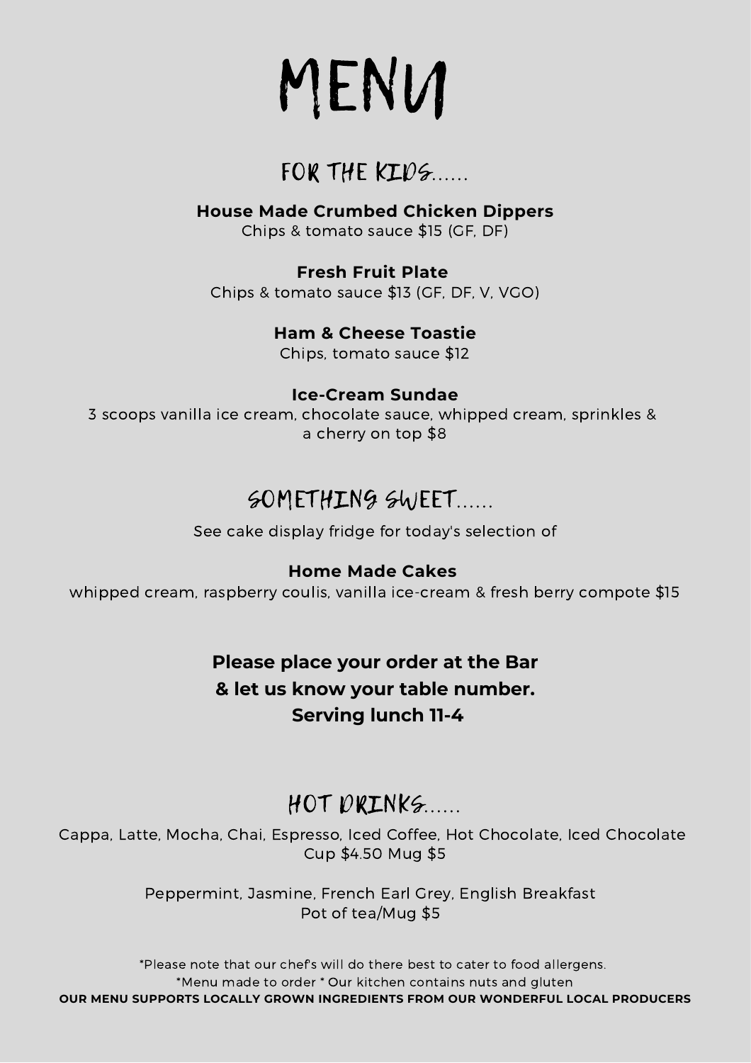# MENU

## FOR THE KIDS......

**House Made Crumbed Chicken Dippers**
Chips & tomato sauce $15 (GF, DF)

**Fresh Fruit Plate**
Chips & tomato sauce $13 (GF, DF, V, VGO)

**Ham & Cheese Toastie**
Chips, tomato sauce $12

**Ice-Cream Sundae**
3 scoops vanilla ice cream, chocolate sauce, whipped cream, sprinkles & a cherry on top $8

## SOMETHING SWEET......

See cake display fridge for today's selection of

**Home Made Cakes**
whipped cream, raspberry coulis, vanilla ice-cream & fresh berry compote $15

**Please place your order at the Bar & let us know your table number. Serving lunch 11-4**

## HOT DRINKS......

Cappa, Latte, Mocha, Chai, Espresso, Iced Coffee, Hot Chocolate, Iced Chocolate
Cup $4.50 Mug $5

Peppermint, Jasmine, French Earl Grey, English Breakfast
Pot of tea/Mug $5

*Please note that our chef's will do there best to cater to food allergens.
*Menu made to order * Our kitchen contains nuts and gluten
**OUR MENU SUPPORTS LOCALLY GROWN INGREDIENTS FROM OUR WONDERFUL LOCAL PRODUCERS**